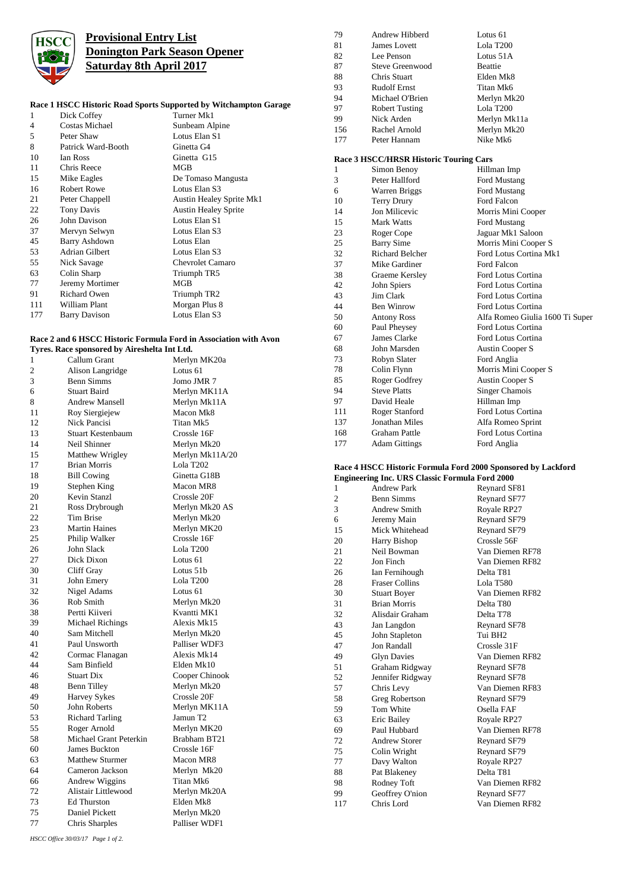# Provisional Entry List
# Donington Park Season Opener
# Saturday 8th April 2017

### Race 1 HSCC Historic Road Sports Supported by Witchampton Garage

| | | |
|---|---|---|
| 1 | Dick Coffey | Turner Mk1 |
| 4 | Costas Michael | Sunbeam Alpine |
| 5 | Peter Shaw | Lotus Elan S1 |
| 8 | Patrick Ward-Booth | Ginetta G4 |
| 10 | Ian Ross | Ginetta G15 |
| 11 | Chris Reece | MGB |
| 15 | Mike Eagles | De Tomaso Mangusta |
| 16 | Robert Rowe | Lotus Elan S3 |
| 21 | Peter Chappell | Austin Healey Sprite Mk1 |
| 22 | Tony Davis | Austin Healey Sprite |
| 26 | John Davison | Lotus Elan S1 |
| 37 | Mervyn Selwyn | Lotus Elan S3 |
| 45 | Barry Ashdown | Lotus Elan |
| 53 | Adrian Gilbert | Lotus Elan S3 |
| 55 | Nick Savage | Chevrolet Camaro |
| 63 | Colin Sharp | Triumph TR5 |
| 77 | Jeremy Mortimer | MGB |
| 91 | Richard Owen | Triumph TR2 |
| 111 | William Plant | Morgan Plus 8 |
| 177 | Barry Davison | Lotus Elan S3 |

### Race 2 and 6 HSCC Historic Formula Ford in Association with Avon Tyres. Race sponsored by Aireshelta Int Ltd.

| | | |
|---|---|---|
| 1 | Callum Grant | Merlyn MK20a |
| 2 | Alison Langridge | Lotus 61 |
| 3 | Benn Simms | Jomo JMR 7 |
| 6 | Stuart Baird | Merlyn MK11A |
| 8 | Andrew Mansell | Merlyn Mk11A |
| 11 | Roy Siergiejew | Macon Mk8 |
| 12 | Nick Pancisi | Titan Mk5 |
| 13 | Stuart Kestenbaum | Crossle 16F |
| 14 | Neil Shinner | Merlyn Mk20 |
| 15 | Matthew Wrigley | Merlyn Mk11A/20 |
| 17 | Brian Morris | Lola T202 |
| 18 | Bill Cowing | Ginetta G18B |
| 19 | Stephen King | Macon MR8 |
| 20 | Kevin Stanzl | Crossle 20F |
| 21 | Ross Drybrough | Merlyn Mk20 AS |
| 22 | Tim Brise | Merlyn Mk20 |
| 23 | Martin Haines | Merlyn MK20 |
| 25 | Philip Walker | Crossle 16F |
| 26 | John Slack | Lola T200 |
| 27 | Dick Dixon | Lotus 61 |
| 30 | Cliff Gray | Lotus 51b |
| 31 | John Emery | Lola T200 |
| 32 | Nigel Adams | Lotus 61 |
| 36 | Rob Smith | Merlyn Mk20 |
| 38 | Pertti Kiiveri | Kvantti MK1 |
| 39 | Michael Richings | Alexis Mk15 |
| 40 | Sam Mitchell | Merlyn Mk20 |
| 41 | Paul Unsworth | Palliser WDF3 |
| 42 | Cormac Flanagan | Alexis Mk14 |
| 44 | Sam Binfield | Elden Mk10 |
| 46 | Stuart Dix | Cooper Chinook |
| 48 | Benn Tilley | Merlyn Mk20 |
| 49 | Harvey Sykes | Crossle 20F |
| 50 | John Roberts | Merlyn MK11A |
| 53 | Richard Tarling | Jamun T2 |
| 55 | Roger Arnold | Merlyn MK20 |
| 58 | Michael Grant Peterkin | Brabham BT21 |
| 60 | James Buckton | Crossle 16F |
| 63 | Matthew Sturmer | Macon MR8 |
| 64 | Cameron Jackson | Merlyn Mk20 |
| 66 | Andrew Wiggins | Titan Mk6 |
| 72 | Alistair Littlewood | Merlyn Mk20A |
| 73 | Ed Thurston | Elden Mk8 |
| 75 | Daniel Pickett | Merlyn Mk20 |
| 77 | Chris Sharples | Palliser WDF1 |
| 79 | Andrew Hibberd | Lotus 61 |
| 81 | James Lovett | Lola T200 |
| 82 | Lee Penson | Lotus 51A |
| 87 | Steve Greenwood | Beattie |
| 88 | Chris Stuart | Elden Mk8 |
| 93 | Rudolf Ernst | Titan Mk6 |
| 94 | Michael O'Brien | Merlyn Mk20 |
| 97 | Robert Tusting | Lola T200 |
| 99 | Nick Arden | Merlyn Mk11a |
| 156 | Rachel Arnold | Merlyn Mk20 |
| 177 | Peter Hannam | Nike Mk6 |

### Race 3 HSCC/HRSR Historic Touring Cars

| | | |
|---|---|---|
| 1 | Simon Benoy | Hillman Imp |
| 3 | Peter Hallford | Ford Mustang |
| 6 | Warren Briggs | Ford Mustang |
| 10 | Terry Drury | Ford Falcon |
| 14 | Jon Milicevic | Morris Mini Cooper |
| 15 | Mark Watts | Ford Mustang |
| 23 | Roger Cope | Jaguar Mk1 Saloon |
| 25 | Barry Sime | Morris Mini Cooper S |
| 32 | Richard Belcher | Ford Lotus Cortina Mk1 |
| 37 | Mike Gardiner | Ford Falcon |
| 38 | Graeme Kersley | Ford Lotus Cortina |
| 42 | John Spiers | Ford Lotus Cortina |
| 43 | Jim Clark | Ford Lotus Cortina |
| 44 | Ben Winrow | Ford Lotus Cortina |
| 50 | Antony Ross | Alfa Romeo Giulia 1600 Ti Super |
| 60 | Paul Pheysey | Ford Lotus Cortina |
| 67 | James Clarke | Ford Lotus Cortina |
| 68 | John Marsden | Austin Cooper S |
| 73 | Robyn Slater | Ford Anglia |
| 78 | Colin Flynn | Morris Mini Cooper S |
| 85 | Roger Godfrey | Austin Cooper S |
| 94 | Steve Platts | Singer Chamois |
| 97 | David Heale | Hillman Imp |
| 111 | Roger Stanford | Ford Lotus Cortina |
| 137 | Jonathan Miles | Alfa Romeo Sprint |
| 168 | Graham Pattle | Ford Lotus Cortina |
| 177 | Adam Gittings | Ford Anglia |

### Race 4 HSCC Historic Formula Ford 2000 Sponsored by Lackford Engineering Inc. URS Classic Formula Ford 2000

| | | |
|---|---|---|
| 1 | Andrew Park | Reynard SF81 |
| 2 | Benn Simms | Reynard SF77 |
| 3 | Andrew Smith | Royale RP27 |
| 6 | Jeremy Main | Reynard SF79 |
| 15 | Mick Whitehead | Reynard SF79 |
| 20 | Harry Bishop | Crossle 56F |
| 21 | Neil Bowman | Van Diemen RF78 |
| 22 | Jon Finch | Van Diemen RF82 |
| 26 | Ian Fernihough | Delta T81 |
| 28 | Fraser Collins | Lola T580 |
| 30 | Stuart Boyer | Van Diemen RF82 |
| 31 | Brian Morris | Delta T80 |
| 32 | Alisdair Graham | Delta T78 |
| 43 | Jan Langdon | Reynard SF78 |
| 45 | John Stapleton | Tui BH2 |
| 47 | Jon Randall | Crossle 31F |
| 49 | Glyn Davies | Van Diemen RF82 |
| 51 | Graham Ridgway | Reynard SF78 |
| 52 | Jennifer Ridgway | Reynard SF78 |
| 57 | Chris Levy | Van Diemen RF83 |
| 58 | Greg Robertson | Reynard SF79 |
| 59 | Tom White | Osella FAF |
| 63 | Eric Bailey | Royale RP27 |
| 69 | Paul Hubbard | Van Diemen RF78 |
| 72 | Andrew Storer | Reynard SF79 |
| 75 | Colin Wright | Reynard SF79 |
| 77 | Davy Walton | Royale RP27 |
| 88 | Pat Blakeney | Delta T81 |
| 98 | Rodney Toft | Van Diemen RF82 |
| 99 | Geoffrey O'nion | Reynard SF77 |
| 117 | Chris Lord | Van Diemen RF82 |

*HSCC Office 30/03/17*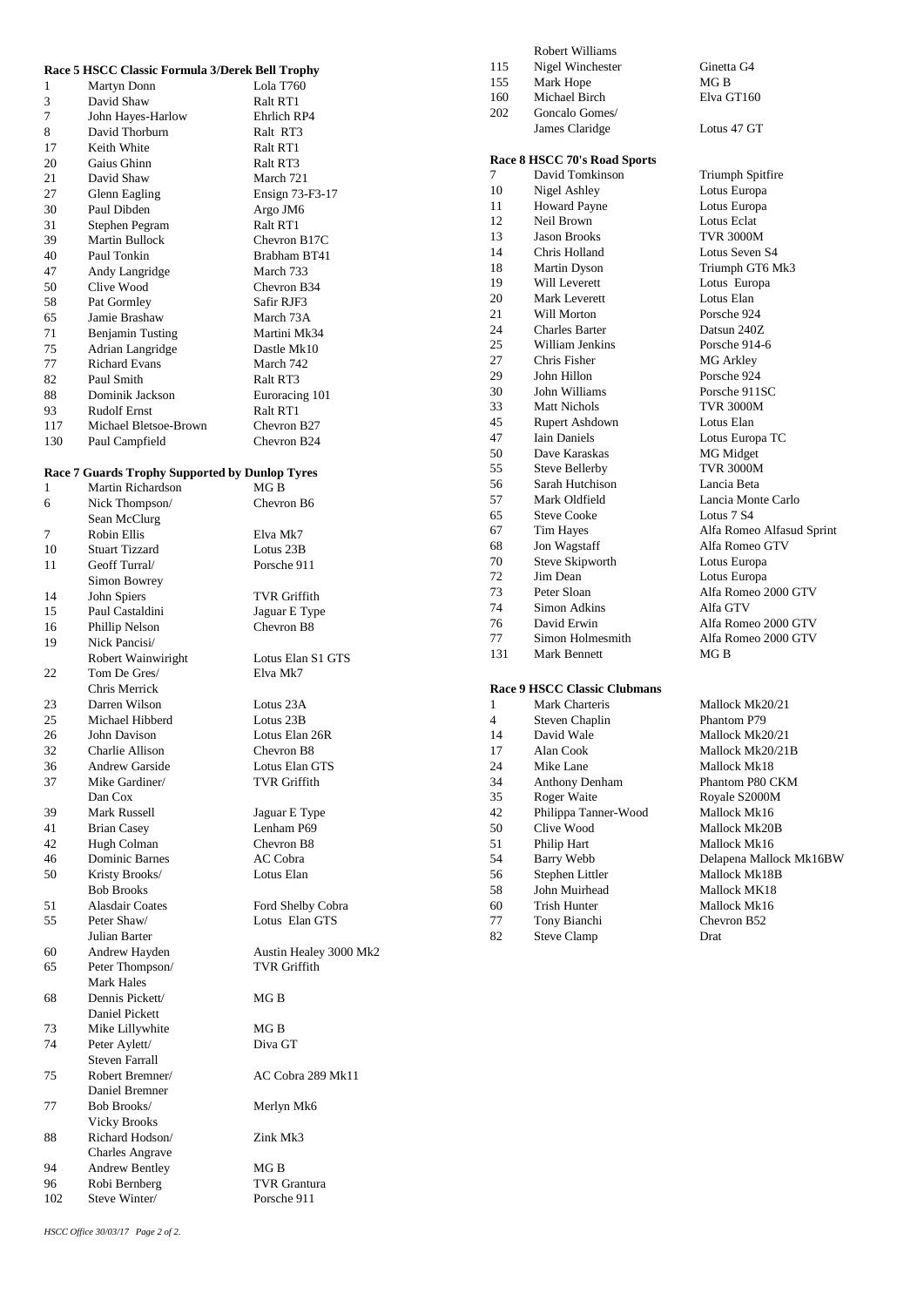### Race 5 HSCC Classic Formula 3/Derek Bell Trophy

| | | |
|---|---|---|
| 1 | Martyn Donn | Lola T760 |
| 3 | David Shaw | Ralt RT1 |
| 7 | John Hayes-Harlow | Ehrlich RP4 |
| 8 | David Thorburn | Ralt RT3 |
| 17 | Keith White | Ralt RT1 |
| 20 | Gaius Ghinn | Ralt RT3 |
| 21 | David Shaw | March 721 |
| 27 | Glenn Eagling | Ensign 73-F3-17 |
| 30 | Paul Dibden | Argo JM6 |
| 31 | Stephen Pegram | Ralt RT1 |
| 39 | Martin Bullock | Chevron B17C |
| 40 | Paul Tonkin | Brabham BT41 |
| 47 | Andy Langridge | March 733 |
| 50 | Clive Wood | Chevron B34 |
| 58 | Pat Gormley | Safir RJF3 |
| 65 | Jamie Brashaw | March 73A |
| 71 | Benjamin Tusting | Martini Mk34 |
| 75 | Adrian Langridge | Dastle Mk10 |
| 77 | Richard Evans | March 742 |
| 82 | Paul Smith | Ralt RT3 |
| 88 | Dominik Jackson | Euroracing 101 |
| 93 | Rudolf Ernst | Ralt RT1 |
| 117 | Michael Bletsoe-Brown | Chevron B27 |
| 130 | Paul Campfield | Chevron B24 |

### Race 7 Guards Trophy Supported by Dunlop Tyres

| | | |
|---|---|---|
| 1 | Martin Richardson | MG B |
| 6 | Nick Thompson/ Sean McClurg | Chevron B6 |
| 7 | Robin Ellis | Elva Mk7 |
| 10 | Stuart Tizzard | Lotus 23B |
| 11 | Geoff Turral/ Simon Bowrey | Porsche 911 |
| 14 | John Spiers | TVR Griffith |
| 15 | Paul Castaldini | Jaguar E Type |
| 16 | Phillip Nelson | Chevron B8 |
| 19 | Nick Pancisi/ Robert Wainwiright | Lotus Elan S1 GTS |
| 22 | Tom De Gres/ Chris Merrick | Elva Mk7 |
| 23 | Darren Wilson | Lotus 23A |
| 25 | Michael Hibberd | Lotus 23B |
| 26 | John Davison | Lotus Elan 26R |
| 32 | Charlie Allison | Chevron B8 |
| 36 | Andrew Garside | Lotus Elan GTS |
| 37 | Mike Gardiner/ Dan Cox | TVR Griffith |
| 39 | Mark Russell | Jaguar E Type |
| 41 | Brian Casey | Lenham P69 |
| 42 | Hugh Colman | Chevron B8 |
| 46 | Dominic Barnes | AC Cobra |
| 50 | Kristy Brooks/ Bob Brooks | Lotus Elan |
| 51 | Alasdair Coates | Ford Shelby Cobra |
| 55 | Peter Shaw/ Julian Barter | Lotus Elan GTS |
| 60 | Andrew Hayden | Austin Healey 3000 Mk2 |
| 65 | Peter Thompson/ Mark Hales | TVR Griffith |
| 68 | Dennis Pickett/ Daniel Pickett | MG B |
| 73 | Mike Lillywhite | MG B |
| 74 | Peter Aylett/ Steven Farrall | Diva GT |
| 75 | Robert Bremner/ Daniel Bremner | AC Cobra 289 Mk11 |
| 77 | Bob Brooks/ Vicky Brooks | Merlyn Mk6 |
| 88 | Richard Hodson/ Charles Angrave | Zink Mk3 |
| 94 | Andrew Bentley | MG B |
| 96 | Robi Bernberg | TVR Grantura |
| 102 | Steve Winter/ Robert Williams | Porsche 911 |
| 115 | Nigel Winchester | Ginetta G4 |
| 155 | Mark Hope | MG B |
| 160 | Michael Birch | Elva GT160 |
| 202 | Goncalo Gomes/ James Claridge | Lotus 47 GT |

### Race 8 HSCC 70's Road Sports

| | | |
|---|---|---|
| 7 | David Tomkinson | Triumph Spitfire |
| 10 | Nigel Ashley | Lotus Europa |
| 11 | Howard Payne | Lotus Europa |
| 12 | Neil Brown | Lotus Eclat |
| 13 | Jason Brooks | TVR 3000M |
| 14 | Chris Holland | Lotus Seven S4 |
| 18 | Martin Dyson | Triumph GT6 Mk3 |
| 19 | Will Leverett | Lotus Europa |
| 20 | Mark Leverett | Lotus Elan |
| 21 | Will Morton | Porsche 924 |
| 24 | Charles Barter | Datsun 240Z |
| 25 | William Jenkins | Porsche 914-6 |
| 27 | Chris Fisher | MG Arkley |
| 29 | John Hillon | Porsche 924 |
| 30 | John Williams | Porsche 911SC |
| 33 | Matt Nichols | TVR 3000M |
| 45 | Rupert Ashdown | Lotus Elan |
| 47 | Iain Daniels | Lotus Europa TC |
| 50 | Dave Karaskas | MG Midget |
| 55 | Steve Bellerby | TVR 3000M |
| 56 | Sarah Hutchison | Lancia Beta |
| 57 | Mark Oldfield | Lancia Monte Carlo |
| 65 | Steve Cooke | Lotus 7 S4 |
| 67 | Tim Hayes | Alfa Romeo Alfasud Sprint |
| 68 | Jon Wagstaff | Alfa Romeo GTV |
| 70 | Steve Skipworth | Lotus Europa |
| 72 | Jim Dean | Lotus Europa |
| 73 | Peter Sloan | Alfa Romeo 2000 GTV |
| 74 | Simon Adkins | Alfa GTV |
| 76 | David Erwin | Alfa Romeo 2000 GTV |
| 77 | Simon Holmesmith | Alfa Romeo 2000 GTV |
| 131 | Mark Bennett | MG B |

### Race 9 HSCC Classic Clubmans

| | | |
|---|---|---|
| 1 | Mark Charteris | Mallock Mk20/21 |
| 4 | Steven Chaplin | Phantom P79 |
| 14 | David Wale | Mallock Mk20/21 |
| 17 | Alan Cook | Mallock Mk20/21B |
| 24 | Mike Lane | Mallock Mk18 |
| 34 | Anthony Denham | Phantom P80 CKM |
| 35 | Roger Waite | Royale S2000M |
| 42 | Philippa Tanner-Wood | Mallock Mk16 |
| 50 | Clive Wood | Mallock Mk20B |
| 51 | Philip Hart | Mallock Mk16 |
| 54 | Barry Webb | Delapena Mallock Mk16BW |
| 56 | Stephen Littler | Mallock Mk18B |
| 58 | John Muirhead | Mallock MK18 |
| 60 | Trish Hunter | Mallock Mk16 |
| 77 | Tony Bianchi | Chevron B52 |
| 82 | Steve Clamp | Drat |

*HSCC Office 30/03/17*